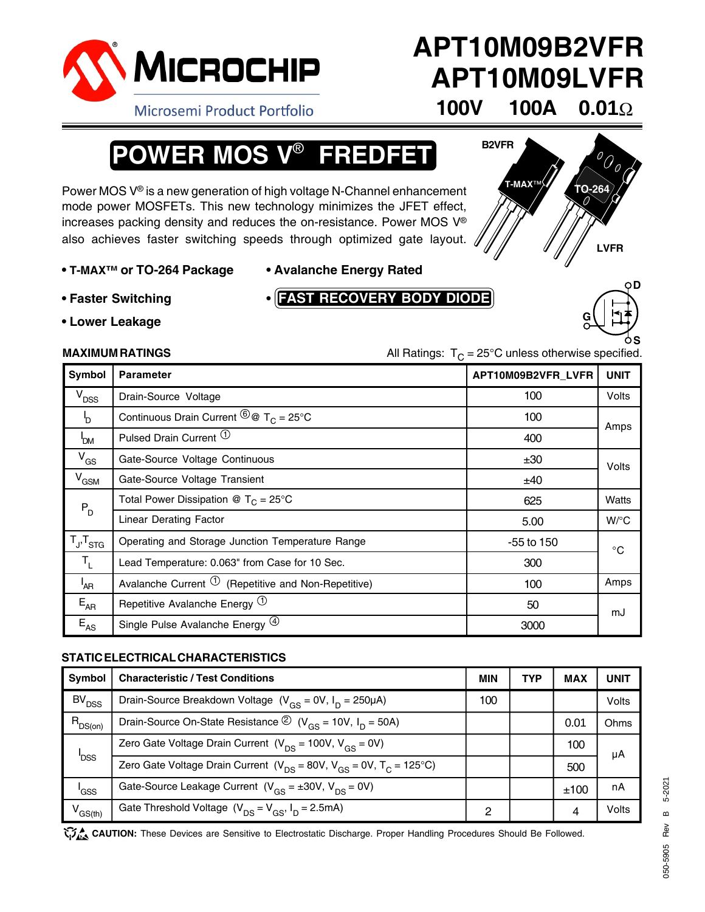# APT10M09B2VFR
# APT10M09LVFR

**100V 100A 0.01Ω**

## POWER MOS V® FREDFET

Power MOS V® is a new generation of high voltage N-Channel enhancement mode power MOSFETs. This new technology minimizes the JFET effect, increases packing density and reduces the on-resistance. Power MOS V® also achieves faster switching speeds through optimized gate layout.

B2VFR — T-MAX™ — TO-264 — LVFR

- **T-MAX™ or TO-264 Package**
- **Faster Switching**
- **Lower Leakage**
- **Avalanche Energy Rated**
- **FAST RECOVERY BODY DIODE**

### MAXIMUM RATINGS

All Ratings: $T_C$ = 25°C unless otherwise specified.

| Symbol | Parameter | APT10M09B2VFR_LVFR | UNIT |
|---|---|---|---|
| $V_{DSS}$ | Drain-Source Voltage | 100 | Volts |
| $I_D$ | Continuous Drain Current ⑥ @ $T_C$ = 25°C | 100 | Amps |
| $I_{DM}$ | Pulsed Drain Current ① | 400 | Amps |
| $V_{GS}$ | Gate-Source Voltage Continuous | ±30 | Volts |
| $V_{GSM}$ | Gate-Source Voltage Transient | ±40 | Volts |
| $P_D$ | Total Power Dissipation @ $T_C$ = 25°C | 625 | Watts |
| | Linear Derating Factor | 5.00 | W/°C |
| $T_J$,$T_{STG}$ | Operating and Storage Junction Temperature Range | -55 to 150 | °C |
| $T_L$ | Lead Temperature: 0.063" from Case for 10 Sec. | 300 | °C |
| $I_{AR}$ | Avalanche Current ① (Repetitive and Non-Repetitive) | 100 | Amps |
| $E_{AR}$ | Repetitive Avalanche Energy ① | 50 | mJ |
| $E_{AS}$ | Single Pulse Avalanche Energy ④ | 3000 | mJ |

### STATIC ELECTRICAL CHARACTERISTICS

| Symbol | Characteristic / Test Conditions | MIN | TYP | MAX | UNIT |
|---|---|---|---|---|---|
| $BV_{DSS}$ | Drain-Source Breakdown Voltage ($V_{GS}$ = 0V, $I_D$ = 250μA) | 100 | | | Volts |
| $R_{DS(on)}$ | Drain-Source On-State Resistance ② ($V_{GS}$ = 10V, $I_D$ = 50A) | | | 0.01 | Ohms |
| $I_{DSS}$ | Zero Gate Voltage Drain Current ($V_{DS}$ = 100V, $V_{GS}$ = 0V) | | | 100 | μA |
| | Zero Gate Voltage Drain Current ($V_{DS}$ = 80V, $V_{GS}$ = 0V, $T_C$ = 125°C) | | | 500 | μA |
| $I_{GSS}$ | Gate-Source Leakage Current ($V_{GS}$ = ±30V, $V_{DS}$ = 0V) | | | ±100 | nA |
| $V_{GS(th)}$ | Gate Threshold Voltage ($V_{DS}$ = $V_{GS}$, $I_D$ = 2.5mA) | 2 | | 4 | Volts |

**CAUTION:** These Devices are Sensitive to Electrostatic Discharge. Proper Handling Procedures Should Be Followed.

050-5905 Rev B 5-2021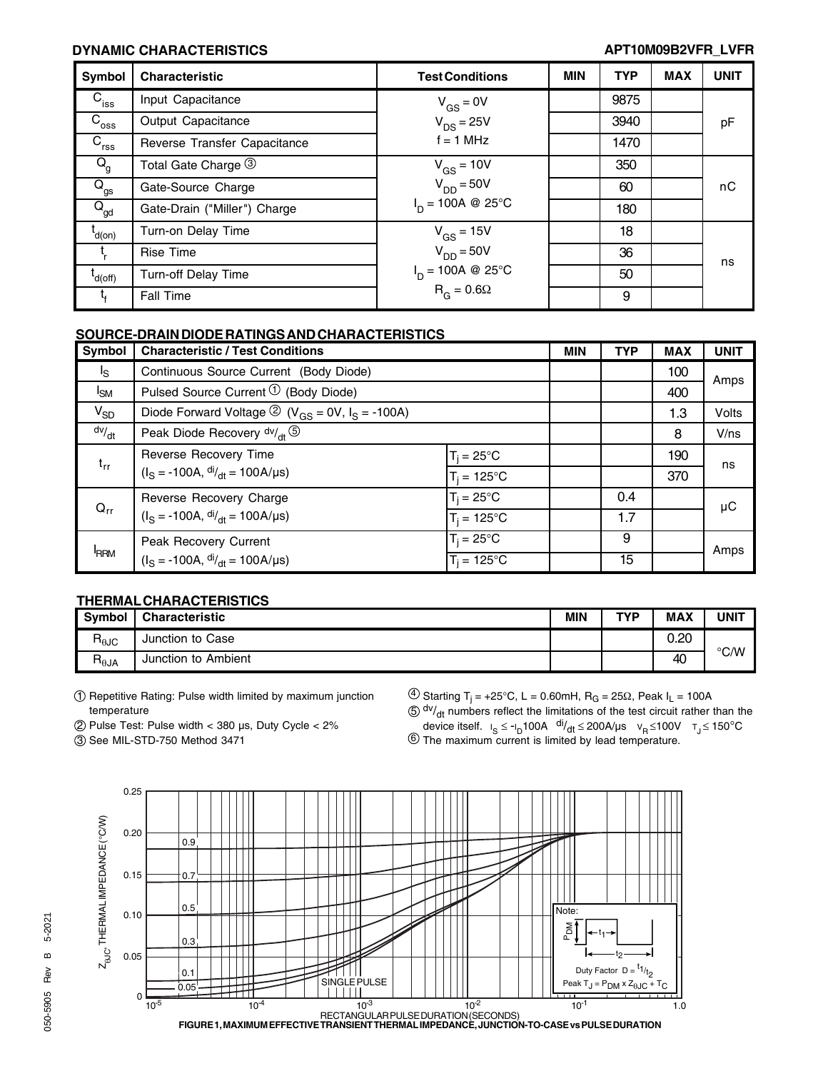## DYNAMIC CHARACTERISTICS

APT10M09B2VFR_LVFR

| Symbol | Characteristic | Test Conditions | MIN | TYP | MAX | UNIT |
|---|---|---|---|---|---|---|
| $C_{iss}$ | Input Capacitance | $V_{GS}$ = 0V | | 9875 | | pF |
| $C_{oss}$ | Output Capacitance | $V_{DS}$ = 25V | | 3940 | | |
| $C_{rss}$ | Reverse Transfer Capacitance | f = 1 MHz | | 1470 | | |
| $Q_g$ | Total Gate Charge ③ | $V_{GS}$ = 10V | | 350 | | nC |
| $Q_{gs}$ | Gate-Source Charge | $V_{DD}$ = 50V | | 60 | | |
| $Q_{gd}$ | Gate-Drain ("Miller") Charge | $I_D$ = 100A @ 25°C | | 180 | | |
| $t_{d(on)}$ | Turn-on Delay Time | $V_{GS}$ = 15V | | 18 | | ns |
| $t_r$ | Rise Time | $V_{DD}$ = 50V | | 36 | | |
| $t_{d(off)}$ | Turn-off Delay Time | $I_D$ = 100A @ 25°C | | 50 | | |
| $t_f$ | Fall Time | $R_G$ = 0.6Ω | | 9 | | |

## SOURCE-DRAIN DIODE RATINGS AND CHARACTERISTICS

| Symbol | Characteristic / Test Conditions | | MIN | TYP | MAX | UNIT |
|---|---|---|---|---|---|---|
| $I_S$ | Continuous Source Current (Body Diode) | | | | 100 | Amps |
| $I_{SM}$ | Pulsed Source Current ① (Body Diode) | | | | 400 | |
| $V_{SD}$ | Diode Forward Voltage ② ($V_{GS}$ = 0V, $I_S$ = -100A) | | | | 1.3 | Volts |
| $^{dv}/_{dt}$ | Peak Diode Recovery $^{dv}/_{dt}$ ⑤ | | | | 8 | V/ns |
| $t_{rr}$ | Reverse Recovery Time ($I_S$ = -100A, $^{di}/_{dt}$ = 100A/µs) | $T_j$ = 25°C | | | 190 | ns |
| | | $T_j$ = 125°C | | | 370 | |
| $Q_{rr}$ | Reverse Recovery Charge ($I_S$ = -100A, $^{di}/_{dt}$ = 100A/µs) | $T_j$ = 25°C | | 0.4 | | µC |
| | | $T_j$ = 125°C | | 1.7 | | |
| $I_{RRM}$ | Peak Recovery Current ($I_S$ = -100A, $^{di}/_{dt}$ = 100A/µs) | $T_j$ = 25°C | | 9 | | Amps |
| | | $T_j$ = 125°C | | 15 | | |

## THERMAL CHARACTERISTICS

| Symbol | Characteristic | MIN | TYP | MAX | UNIT |
|---|---|---|---|---|---|
| $R_{\theta JC}$ | Junction to Case | | | 0.20 | °C/W |
| $R_{\theta JA}$ | Junction to Ambient | | | 40 | |

① Repetitive Rating: Pulse width limited by maximum junction temperature

② Pulse Test: Pulse width < 380 µs, Duty Cycle < 2%

③ See MIL-STD-750 Method 3471

④ Starting $T_j$ = +25°C, L = 0.60mH, $R_G$ = 25Ω, Peak $I_L$ = 100A

⑤ $^{dv}/_{dt}$ numbers reflect the limitations of the test circuit rather than the device itself. $I_S \leq -I_D$100A $^{di}/_{dt} \leq$ 200A/µs $V_R \leq$100V $T_J \leq$ 150°C

⑥ The maximum current is limited by lead temperature.

FIGURE 1, MAXIMUM EFFECTIVE TRANSIENT THERMAL IMPEDANCE, JUNCTION-TO-CASE vs PULSE DURATION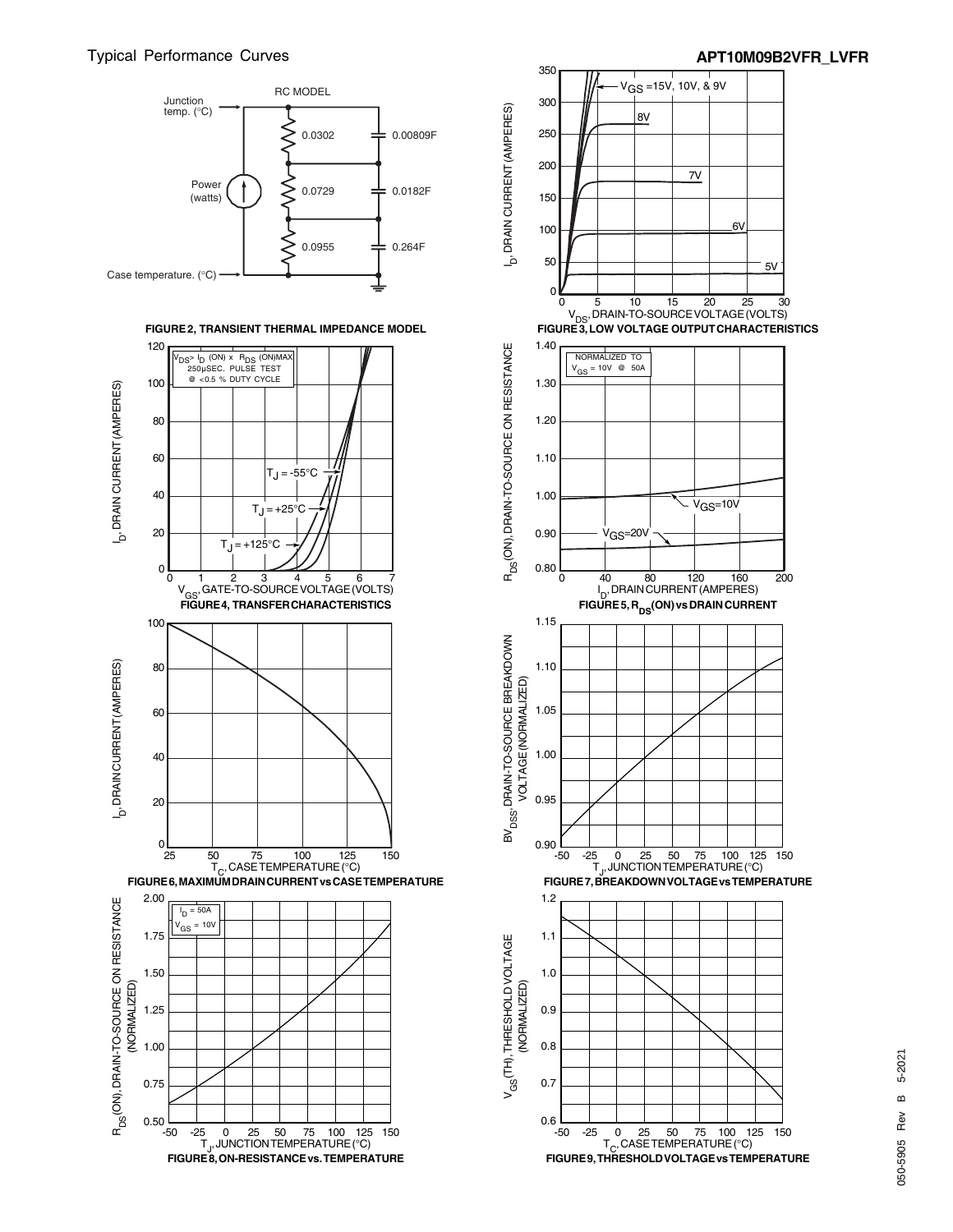Typical Performance Curves

**APT10M09B2VFR_LVFR**

RC MODEL

Junction temp. (°C)

0.0302 0.00809F

Power (watts)

0.0729 0.0182F

0.0955 0.264F

Case temperature. (°C)

**FIGURE 2, TRANSIENT THERMAL IMPEDANCE MODEL**

$V_{GS}$ =15V, 10V, & 9V

8V

7V

6V

5V

$I_D$, DRAIN CURRENT (AMPERES)

$V_{DS}$, DRAIN-TO-SOURCE VOLTAGE (VOLTS)

**FIGURE 3, LOW VOLTAGE OUTPUT CHARACTERISTICS**

$V_{DS} > I_D$ (ON) x $R_{DS}$ (ON)MAX
250μSEC. PULSE TEST
@ <0.5 % DUTY CYCLE

$T_J$ = -55°C

$T_J$ = +25°C

$T_J$ = +125°C

$I_D$, DRAIN CURRENT (AMPERES)

$V_{GS}$, GATE-TO-SOURCE VOLTAGE (VOLTS)

**FIGURE 4, TRANSFER CHARACTERISTICS**

NORMALIZED TO
$V_{GS}$ = 10V @ 50A

$V_{GS}$=10V

$V_{GS}$=20V

$R_{DS}$(ON), DRAIN-TO-SOURCE ON RESISTANCE

$I_D$, DRAIN CURRENT (AMPERES)

**FIGURE 5, $R_{DS}$(ON) vs DRAIN CURRENT**

$I_D$, DRAIN CURRENT (AMPERES)

$T_C$, CASE TEMPERATURE (°C)

**FIGURE 6, MAXIMUM DRAIN CURRENT vs CASE TEMPERATURE**

$BV_{DSS}$, DRAIN-TO-SOURCE BREAKDOWN VOLTAGE (NORMALIZED)

$T_J$, JUNCTION TEMPERATURE (°C)

**FIGURE 7, BREAKDOWN VOLTAGE vs TEMPERATURE**

$I_D$ = 50A
$V_{GS}$ = 10V

$R_{DS}$(ON), DRAIN-TO-SOURCE ON RESISTANCE (NORMALIZED)

$T_J$, JUNCTION TEMPERATURE (°C)

**FIGURE 8, ON-RESISTANCE vs. TEMPERATURE**

$V_{GS}$(TH), THRESHOLD VOLTAGE (NORMALIZED)

$T_C$, CASE TEMPERATURE (°C)

**FIGURE 9, THRESHOLD VOLTAGE vs TEMPERATURE**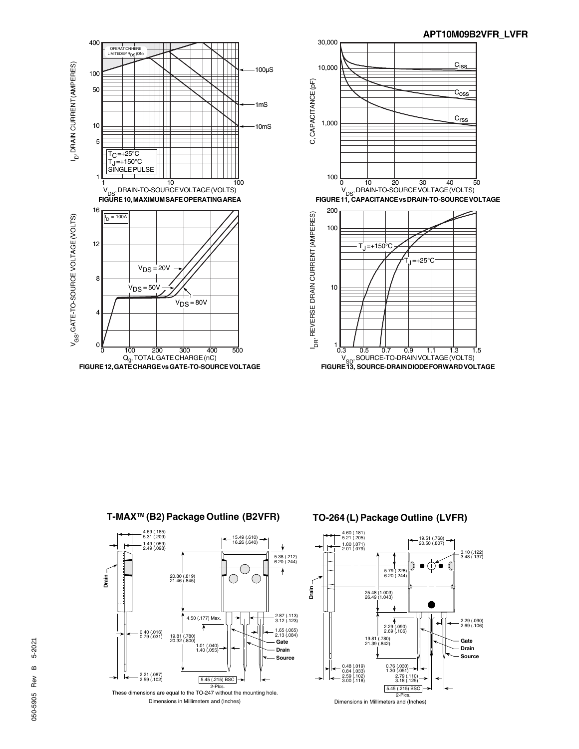FIGURE 10, MAXIMUM SAFE OPERATING AREA

FIGURE 11, CAPACITANCE vs DRAIN-TO-SOURCE VOLTAGE

FIGURE 12, GATE CHARGE vs GATE-TO-SOURCE VOLTAGE

FIGURE 13, SOURCE-DRAIN DIODE FORWARD VOLTAGE

## T-MAX™ (B2) Package Outline (B2VFR)

These dimensions are equal to the TO-247 without the mounting hole.

Dimensions in Millimeters and (Inches)

## TO-264 (L) Package Outline (LVFR)

Dimensions in Millimeters and (Inches)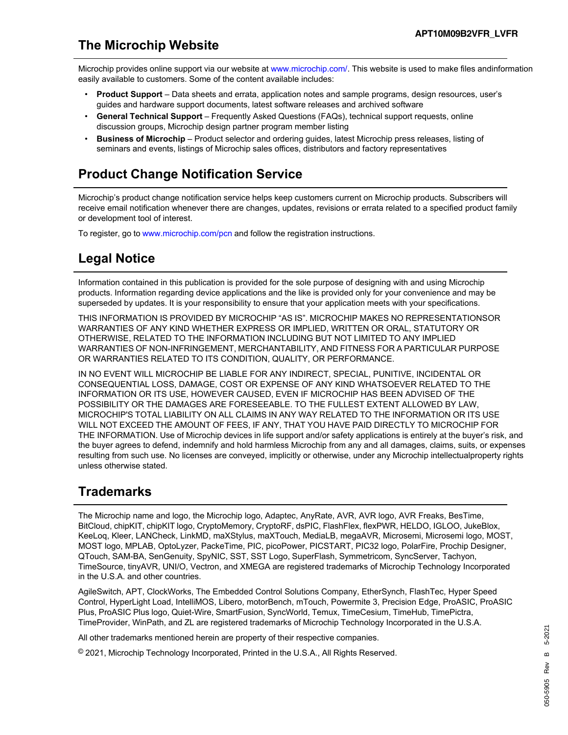## The Microchip Website

Microchip provides online support via our website at www.microchip.com/. This website is used to make files andinformation easily available to customers. Some of the content available includes:

- **Product Support** – Data sheets and errata, application notes and sample programs, design resources, user's guides and hardware support documents, latest software releases and archived software
- **General Technical Support** – Frequently Asked Questions (FAQs), technical support requests, online discussion groups, Microchip design partner program member listing
- **Business of Microchip** – Product selector and ordering guides, latest Microchip press releases, listing of seminars and events, listings of Microchip sales offices, distributors and factory representatives

## Product Change Notification Service

Microchip's product change notification service helps keep customers current on Microchip products. Subscribers will receive email notification whenever there are changes, updates, revisions or errata related to a specified product family or development tool of interest.

To register, go to www.microchip.com/pcn and follow the registration instructions.

## Legal Notice

Information contained in this publication is provided for the sole purpose of designing with and using Microchip products. Information regarding device applications and the like is provided only for your convenience and may be superseded by updates. It is your responsibility to ensure that your application meets with your specifications.

THIS INFORMATION IS PROVIDED BY MICROCHIP "AS IS". MICROCHIP MAKES NO REPRESENTATIONSOR WARRANTIES OF ANY KIND WHETHER EXPRESS OR IMPLIED, WRITTEN OR ORAL, STATUTORY OR OTHERWISE, RELATED TO THE INFORMATION INCLUDING BUT NOT LIMITED TO ANY IMPLIED WARRANTIES OF NON-INFRINGEMENT, MERCHANTABILITY, AND FITNESS FOR A PARTICULAR PURPOSE OR WARRANTIES RELATED TO ITS CONDITION, QUALITY, OR PERFORMANCE.

IN NO EVENT WILL MICROCHIP BE LIABLE FOR ANY INDIRECT, SPECIAL, PUNITIVE, INCIDENTAL OR CONSEQUENTIAL LOSS, DAMAGE, COST OR EXPENSE OF ANY KIND WHATSOEVER RELATED TO THE INFORMATION OR ITS USE, HOWEVER CAUSED, EVEN IF MICROCHIP HAS BEEN ADVISED OF THE POSSIBILITY OR THE DAMAGES ARE FORESEEABLE. TO THE FULLEST EXTENT ALLOWED BY LAW, MICROCHIP'S TOTAL LIABILITY ON ALL CLAIMS IN ANY WAY RELATED TO THE INFORMATION OR ITS USE WILL NOT EXCEED THE AMOUNT OF FEES, IF ANY, THAT YOU HAVE PAID DIRECTLY TO MICROCHIP FOR THE INFORMATION. Use of Microchip devices in life support and/or safety applications is entirely at the buyer's risk, and the buyer agrees to defend, indemnify and hold harmless Microchip from any and all damages, claims, suits, or expenses resulting from such use. No licenses are conveyed, implicitly or otherwise, under any Microchip intellectualproperty rights unless otherwise stated.

## Trademarks

The Microchip name and logo, the Microchip logo, Adaptec, AnyRate, AVR, AVR logo, AVR Freaks, BesTime, BitCloud, chipKIT, chipKIT logo, CryptoMemory, CryptoRF, dsPIC, FlashFlex, flexPWR, HELDO, IGLOO, JukeBlox, KeeLoq, Kleer, LANCheck, LinkMD, maXStylus, maXTouch, MediaLB, megaAVR, Microsemi, Microsemi logo, MOST, MOST logo, MPLAB, OptoLyzer, PackeTime, PIC, picoPower, PICSTART, PIC32 logo, PolarFire, Prochip Designer, QTouch, SAM-BA, SenGenuity, SpyNIC, SST, SST Logo, SuperFlash, Symmetricom, SyncServer, Tachyon, TimeSource, tinyAVR, UNI/O, Vectron, and XMEGA are registered trademarks of Microchip Technology Incorporated in the U.S.A. and other countries.

AgileSwitch, APT, ClockWorks, The Embedded Control Solutions Company, EtherSynch, FlashTec, Hyper Speed Control, HyperLight Load, IntelliMOS, Libero, motorBench, mTouch, Powermite 3, Precision Edge, ProASIC, ProASIC Plus, ProASIC Plus logo, Quiet-Wire, SmartFusion, SyncWorld, Temux, TimeCesium, TimeHub, TimePictra, TimeProvider, WinPath, and ZL are registered trademarks of Microchip Technology Incorporated in the U.S.A.

All other trademarks mentioned herein are property of their respective companies.

© 2021, Microchip Technology Incorporated, Printed in the U.S.A., All Rights Reserved.